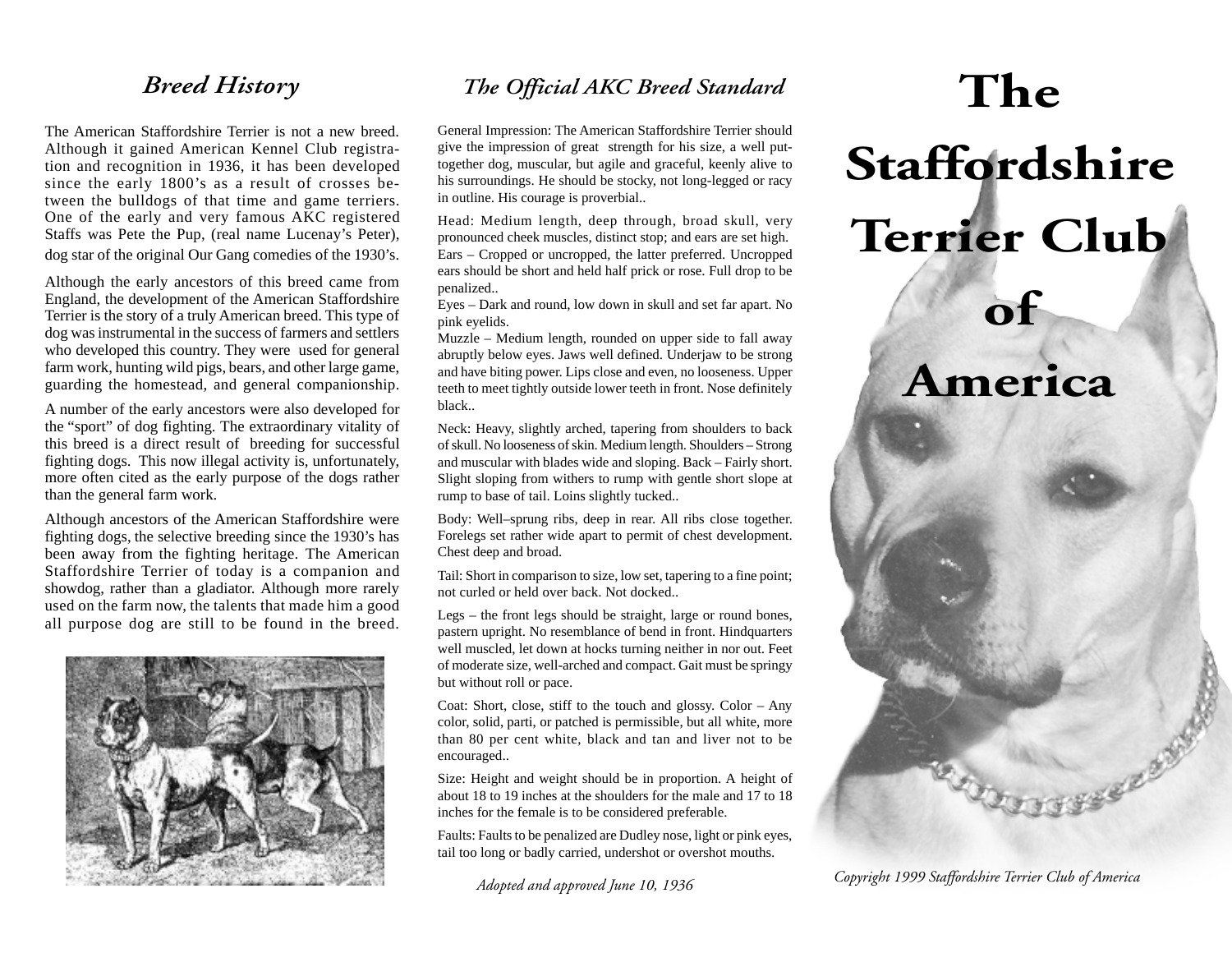## *Breed History*

The American Staffordshire Terrier is not a new breed. Although it gained American Kennel Club registration and recognition in 1936, it has been developed since the early 1800's as a result of crosses between the bulldogs of that time and game terriers. One of the early and very famous AKC registered Staffs was Pete the Pup, (real name Lucenay's Peter), dog star of the original Our Gang comedies of the 1930's.

Although the early ancestors of this breed came from England, the development of the American Staffordshire Terrier is the story of a truly American breed. This type of dog was instrumental in the success of farmers and settlers who developed this country. They were used for general farm work, hunting wild pigs, bears, and other large game, guarding the homestead, and general companionship.

A number of the early ancestors were also developed for the "sport" of dog fighting. The extraordinary vitality of this breed is a direct result of breeding for successful fighting dogs. This now illegal activity is, unfortunately, more often cited as the early purpose of the dogs rather than the general farm work.

Although ancestors of the American Staffordshire were fighting dogs, the selective breeding since the 1930's has been away from the fighting heritage. The American Staffordshire Terrier of today is a companion and showdog, rather than a gladiator. Although more rarely used on the farm now, the talents that made him a good all purpose dog are still to be found in the breed.

## *The Official AKC Breed Standard*

General Impression: The American Staffordshire Terrier should give the impression of great strength for his size, a well put-together dog, muscular, but agile and graceful, keenly alive to his surroundings. He should be stocky, not long-legged or racy in outline. His courage is proverbial..

Head: Medium length, deep through, broad skull, very pronounced cheek muscles, distinct stop; and ears are set high.
Ears – Cropped or uncropped, the latter preferred. Uncropped ears should be short and held half prick or rose. Full drop to be penalized..
Eyes – Dark and round, low down in skull and set far apart. No pink eyelids.
Muzzle – Medium length, rounded on upper side to fall away abruptly below eyes. Jaws well defined. Underjaw to be strong and have biting power. Lips close and even, no looseness. Upper teeth to meet tightly outside lower teeth in front. Nose definitely black..

Neck: Heavy, slightly arched, tapering from shoulders to back of skull. No looseness of skin. Medium length. Shoulders – Strong and muscular with blades wide and sloping. Back – Fairly short. Slight sloping from withers to rump with gentle short slope at rump to base of tail. Loins slightly tucked..

Body: Well–sprung ribs, deep in rear. All ribs close together. Forelegs set rather wide apart to permit of chest development. Chest deep and broad.

Tail: Short in comparison to size, low set, tapering to a fine point; not curled or held over back. Not docked..

Legs – the front legs should be straight, large or round bones, pastern upright. No resemblance of bend in front. Hindquarters well muscled, let down at hocks turning neither in nor out. Feet of moderate size, well-arched and compact. Gait must be springy but without roll or pace.

Coat: Short, close, stiff to the touch and glossy. Color – Any color, solid, parti, or patched is permissible, but all white, more than 80 per cent white, black and tan and liver not to be encouraged..

Size: Height and weight should be in proportion. A height of about 18 to 19 inches at the shoulders for the male and 17 to 18 inches for the female is to be considered preferable.

Faults: Faults to be penalized are Dudley nose, light or pink eyes, tail too long or badly carried, undershot or overshot mouths.

*Adopted and approved June 10, 1936*

# The Staffordshire Terrier Club of America

*Copyright 1999 Staffordshire Terrier Club of America*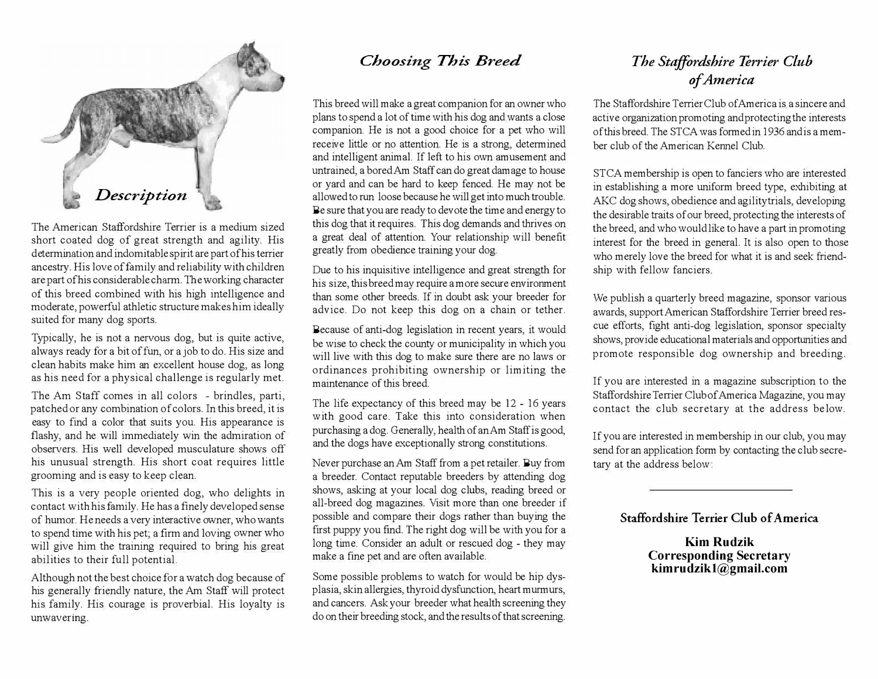## Description

The American Staffordshire Terrier is a medium sized short coated dog of great strength and agility. His determination and indomitable spirit are part of his terrier ancestry. His love of family and reliability with children are part of his considerable charm. The working character of this breed combined with his high intelligence and moderate, powerful athletic structure makes him ideally suited for many dog sports.

Typically, he is not a nervous dog, but is quite active, always ready for a bit of fun, or a job to do. His size and clean habits make him an excellent house dog, as long as his need for a physical challenge is regularly met.

The Am Staff comes in all colors - brindles, parti, patched or any combination of colors. In this breed, it is easy to find a color that suits you. His appearance is flashy, and he will immediately win the admiration of observers. His well developed musculature shows off his unusual strength. His short coat requires little grooming and is easy to keep clean.

This is a very people oriented dog, who delights in contact with his family. He has a finely developed sense of humor. He needs a very interactive owner, who wants to spend time with his pet; a firm and loving owner who will give him the training required to bring his great abilities to their full potential.

Although not the best choice for a watch dog because of his generally friendly nature, the Am Staff will protect his family. His courage is proverbial. His loyalty is unwavering.

## *Choosing This Breed*

This breed will make a great companion for an owner who plans to spend a lot of time with his dog and wants a close companion. He is not a good choice for a pet who will receive little or no attention. He is a strong, determined and intelligent animal. If left to his own amusement and untrained, a bored Am Staff can do great damage to house or yard and can be hard to keep fenced. He may not be allowed to run loose because he will get into much trouble. Be sure that you are ready to devote the time and energy to this dog that it requires. This dog demands and thrives on a great deal of attention. Your relationship will benefit greatly from obedience training your dog.

Due to his inquisitive intelligence and great strength for his size, this breed may require a more secure environment than some other breeds. If in doubt ask your breeder for advice. Do not keep this dog on a chain or tether.

Because of anti-dog legislation in recent years, it would be wise to check the county or municipality in which you will live with this dog to make sure there are no laws or ordinances prohibiting ownership or limiting the maintenance of this breed.

The life expectancy of this breed may be 12 - 16 years with good care. Take this into consideration when purchasing a dog. Generally, health of an Am Staff is good, and the dogs have exceptionally strong constitutions.

Never purchase an Am Staff from a pet retailer. Buy from a breeder. Contact reputable breeders by attending dog shows, asking at your local dog clubs, reading breed or all-breed dog magazines. Visit more than one breeder if possible and compare their dogs rather than buying the first puppy you find. The right dog will be with you for a long time. Consider an adult or rescued dog - they may make a fine pet and are often available.

Some possible problems to watch for would be hip dysplasia, skin allergies, thyroid dysfunction, heart murmurs, and cancers. Ask your breeder what health screening they do on their breeding stock, and the results of that screening.

## *The Staffordshire Terrier Club of America*

The Staffordshire Terrier Club of America is a sincere and active organization promoting and protecting the interests of this breed. The STCA was formed in 1936 and is a member club of the American Kennel Club.

STCA membership is open to fanciers who are interested in establishing a more uniform breed type, exhibiting at AKC dog shows, obedience and agility trials, developing the desirable traits of our breed, protecting the interests of the breed, and who would like to have a part in promoting interest for the breed in general. It is also open to those who merely love the breed for what it is and seek friendship with fellow fanciers.

We publish a quarterly breed magazine, sponsor various awards, support American Staffordshire Terrier breed rescue efforts, fight anti-dog legislation, sponsor specialty shows, provide educational materials and opportunities and promote responsible dog ownership and breeding.

If you are interested in a magazine subscription to the Staffordshire Terrier Club of America Magazine, you may contact the club secretary at the address below.

If you are interested in membership in our club, you may send for an application form by contacting the club secretary at the address below:

---

**Staffordshire Terrier Club of America**

**Kim Rudzik**
**Corresponding Secretary**
**kimrudzik1@gmail.com**